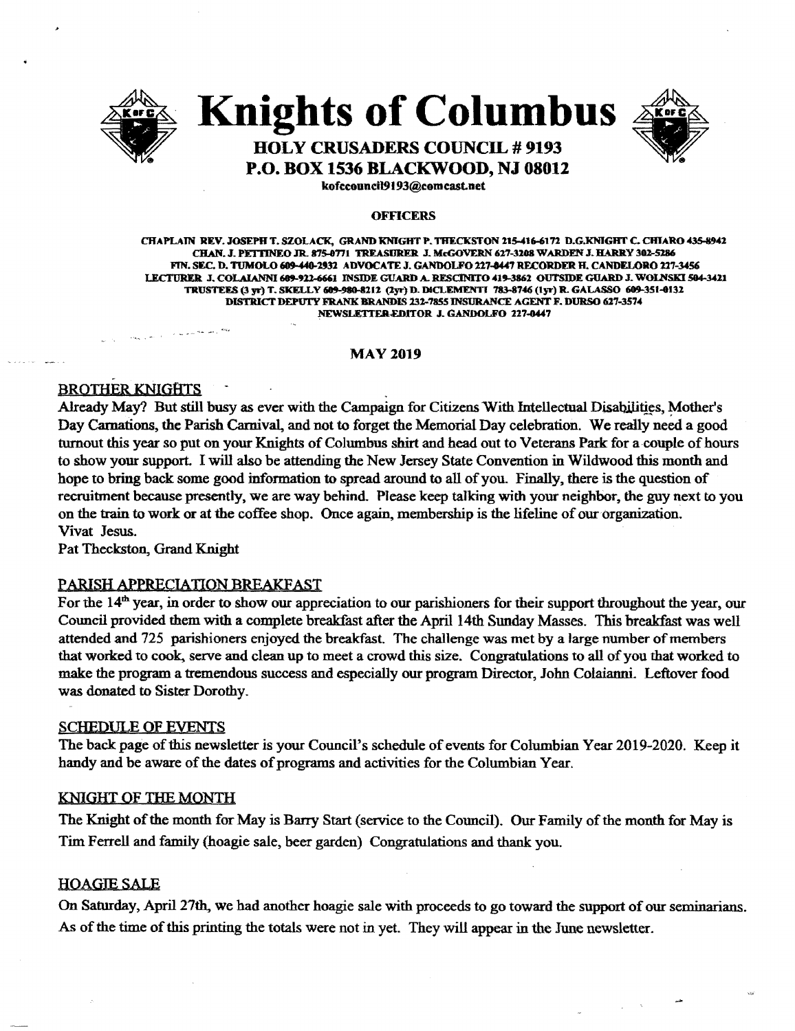# Knights of Columbus

## HOLY CRUSADERS COUNCIL # 9193
## P.O. BOX 1536 BLACKWOOD, NJ 08012

kofccouncil9193@comcast.net

**OFFICERS**

CHAPLAIN REV. JOSEPH T. SZOLACK, GRAND KNIGHT P. THECKSTON 215-416-6172 D.G.KNIGHT C. CHIARO 435-8942
CHAN. J. PETTINEO JR. 875-0771 TREASURER J. McGOVERN 627-3208 WARDEN J. HARRY 302-5286
FIN. SEC. D. TUMOLO 609-440-2932 ADVOCATE J. GANDOLFO 227-0447 RECORDER H. CANDELORO 227-3456
LECTURER J. COLAIANNI 609-922-6661 INSIDE GUARD A. RESCINITO 419-3862 OUTSIDE GUARD J. WOLNSKI 504-3421
TRUSTEES (3 yr) T. SKELLY 609-980-8212 (2yr) D. DiCLEMENTI 783-8746 (1yr) R. GALASSO 609-351-0132
DISTRICT DEPUTY FRANK BRANDIS 232-7855 INSURANCE AGENT F. DURSO 627-3574
NEWSLETTER EDITOR J. GANDOLFO 227-0447

**MAY 2019**

### BROTHER KNIGHTS

Already May? But still busy as ever with the Campaign for Citizens With Intellectual Disabilities, Mother's Day Carnations, the Parish Carnival, and not to forget the Memorial Day celebration. We really need a good turnout this year so put on your Knights of Columbus shirt and head out to Veterans Park for a couple of hours to show your support. I will also be attending the New Jersey State Convention in Wildwood this month and hope to bring back some good information to spread around to all of you. Finally, there is the question of recruitment because presently, we are way behind. Please keep talking with your neighbor, the guy next to you on the train to work or at the coffee shop. Once again, membership is the lifeline of our organization.
Vivat Jesus.
Pat Theckston, Grand Knight

### PARISH APPRECIATION BREAKFAST

For the 14th year, in order to show our appreciation to our parishioners for their support throughout the year, our Council provided them with a complete breakfast after the April 14th Sunday Masses. This breakfast was well attended and 725 parishioners enjoyed the breakfast. The challenge was met by a large number of members that worked to cook, serve and clean up to meet a crowd this size. Congratulations to all of you that worked to make the program a tremendous success and especially our program Director, John Colaianni. Leftover food was donated to Sister Dorothy.

### SCHEDULE OF EVENTS

The back page of this newsletter is your Council's schedule of events for Columbian Year 2019-2020. Keep it handy and be aware of the dates of programs and activities for the Columbian Year.

### KNIGHT OF THE MONTH

The Knight of the month for May is Barry Start (service to the Council). Our Family of the month for May is Tim Ferrell and family (hoagie sale, beer garden) Congratulations and thank you.

### HOAGIE SALE

On Saturday, April 27th, we had another hoagie sale with proceeds to go toward the support of our seminarians. As of the time of this printing the totals were not in yet. They will appear in the June newsletter.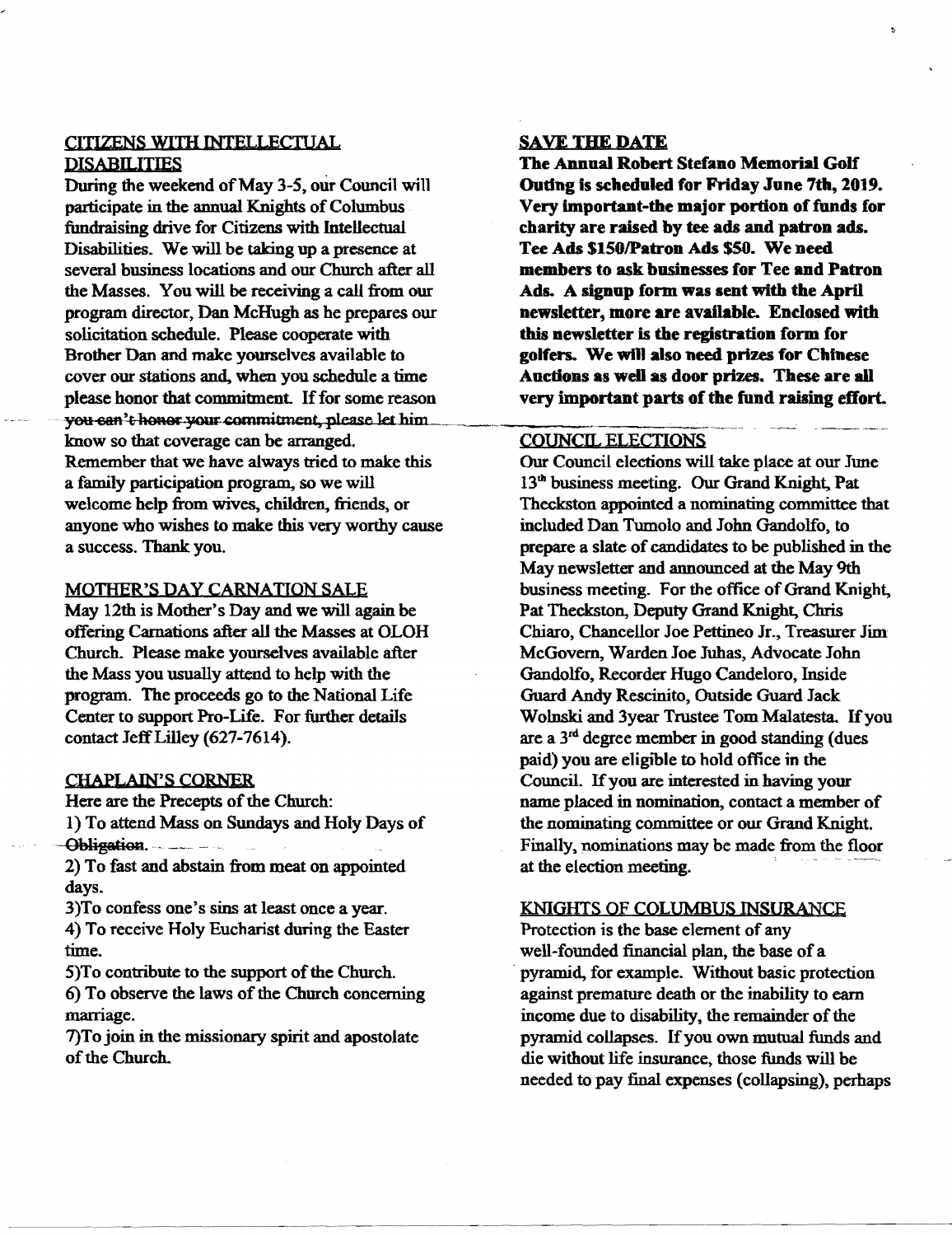## CITIZENS WITH INTELLECTUAL DISABILITIES

During the weekend of May 3-5, our Council will participate in the annual Knights of Columbus fundraising drive for Citizens with Intellectual Disabilities. We will be taking up a presence at several business locations and our Church after all the Masses. You will be receiving a call from our program director, Dan McHugh as he prepares our solicitation schedule. Please cooperate with Brother Dan and make yourselves available to cover our stations and, when you schedule a time please honor that commitment. If for some reason you can't honor your commitment, please let him know so that coverage can be arranged. Remember that we have always tried to make this a family participation program, so we will welcome help from wives, children, friends, or anyone who wishes to make this very worthy cause a success. Thank you.

## MOTHER'S DAY CARNATION SALE

May 12th is Mother's Day and we will again be offering Carnations after all the Masses at OLOH Church. Please make yourselves available after the Mass you usually attend to help with the program. The proceeds go to the National Life Center to support Pro-Life. For further details contact Jeff Lilley (627-7614).

## CHAPLAIN'S CORNER

Here are the Precepts of the Church:

1) To attend Mass on Sundays and Holy Days of Obligation.
2) To fast and abstain from meat on appointed days.
3) To confess one's sins at least once a year.
4) To receive Holy Eucharist during the Easter time.
5) To contribute to the support of the Church.
6) To observe the laws of the Church concerning marriage.
7) To join in the missionary spirit and apostolate of the Church.

## SAVE THE DATE

**The Annual Robert Stefano Memorial Golf Outing is scheduled for Friday June 7th, 2019. Very important-the major portion of funds for charity are raised by tee ads and patron ads. Tee Ads $150/Patron Ads $50. We need members to ask businesses for Tee and Patron Ads. A signup form was sent with the April newsletter, more are available. Enclosed with this newsletter is the registration form for golfers. We will also need prizes for Chinese Auctions as well as door prizes. These are all very important parts of the fund raising effort.**

## COUNCIL ELECTIONS

Our Council elections will take place at our June 13th business meeting. Our Grand Knight, Pat Theckston appointed a nominating committee that included Dan Tumolo and John Gandolfo, to prepare a slate of candidates to be published in the May newsletter and announced at the May 9th business meeting. For the office of Grand Knight, Pat Theckston, Deputy Grand Knight, Chris Chiaro, Chancellor Joe Pettineo Jr., Treasurer Jim McGovern, Warden Joe Juhas, Advocate John Gandolfo, Recorder Hugo Candeloro, Inside Guard Andy Rescinito, Outside Guard Jack Wolnski and 3year Trustee Tom Malatesta. If you are a 3rd degree member in good standing (dues paid) you are eligible to hold office in the Council. If you are interested in having your name placed in nomination, contact a member of the nominating committee or our Grand Knight. Finally, nominations may be made from the floor at the election meeting.

## KNIGHTS OF COLUMBUS INSURANCE

Protection is the base element of any well-founded financial plan, the base of a pyramid, for example. Without basic protection against premature death or the inability to earn income due to disability, the remainder of the pyramid collapses. If you own mutual funds and die without life insurance, those funds will be needed to pay final expenses (collapsing), perhaps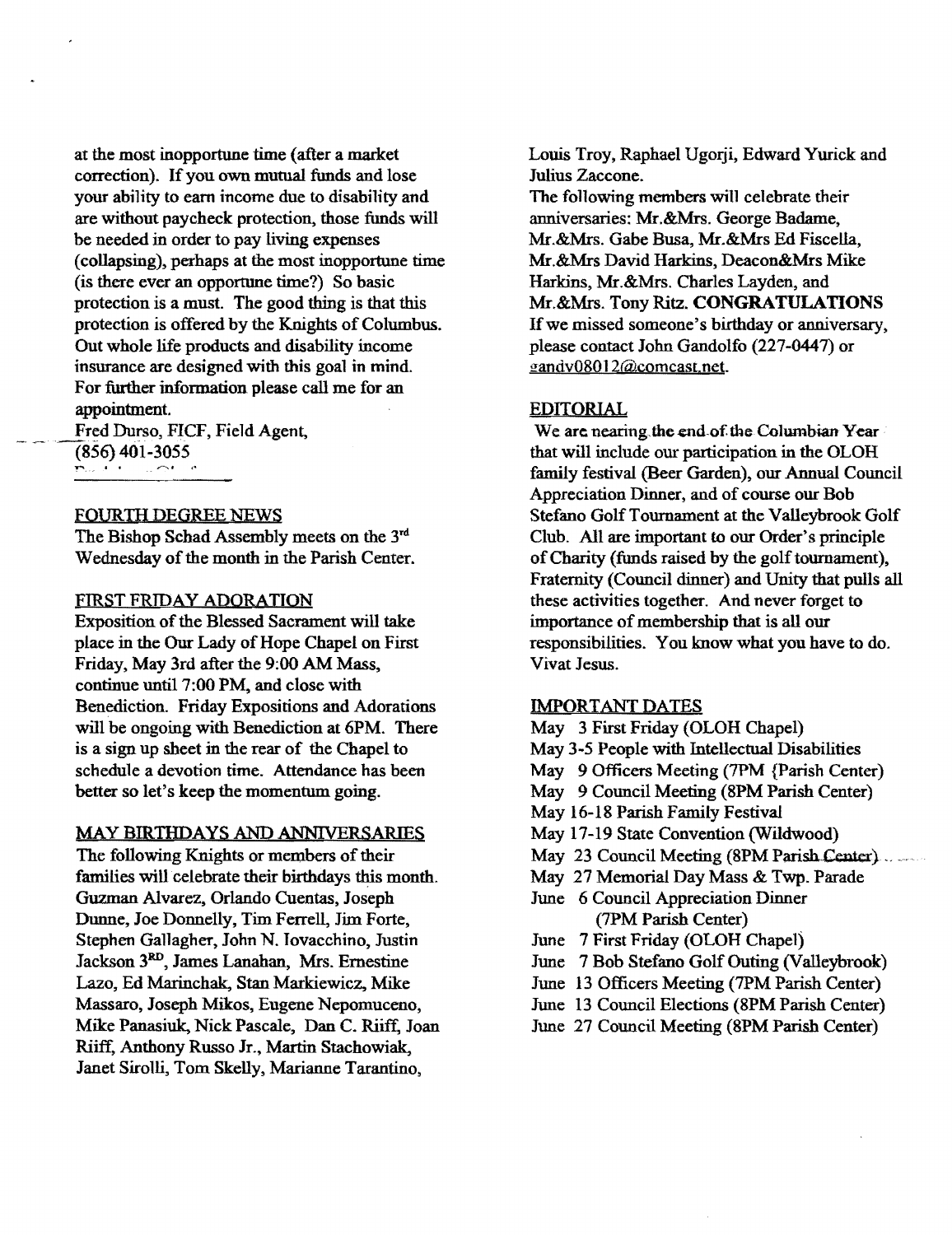at the most inopportune time (after a market correction). If you own mutual funds and lose your ability to earn income due to disability and are without paycheck protection, those funds will be needed in order to pay living expenses (collapsing), perhaps at the most inopportune time (is there ever an opportune time?) So basic protection is a must. The good thing is that this protection is offered by the Knights of Columbus. Out whole life products and disability income insurance are designed with this goal in mind. For further information please call me for an appointment.

Fred Durso, FICF, Field Agent,
(856) 401-3055

## FOURTH DEGREE NEWS

The Bishop Schad Assembly meets on the 3rd Wednesday of the month in the Parish Center.

## FIRST FRIDAY ADORATION

Exposition of the Blessed Sacrament will take place in the Our Lady of Hope Chapel on First Friday, May 3rd after the 9:00 AM Mass, continue until 7:00 PM, and close with Benediction. Friday Expositions and Adorations will be ongoing with Benediction at 6PM. There is a sign up sheet in the rear of the Chapel to schedule a devotion time. Attendance has been better so let's keep the momentum going.

## MAY BIRTHDAYS AND ANNIVERSARIES

The following Knights or members of their families will celebrate their birthdays this month. Guzman Alvarez, Orlando Cuentas, Joseph Dunne, Joe Donnelly, Tim Ferrell, Jim Forte, Stephen Gallagher, John N. Iovacchino, Justin Jackson 3RD, James Lanahan, Mrs. Ernestine Lazo, Ed Marinchak, Stan Markiewicz, Mike Massaro, Joseph Mikos, Eugene Nepomuceno, Mike Panasiuk, Nick Pascale, Dan C. Riiff, Joan Riiff, Anthony Russo Jr., Martin Stachowiak, Janet Sirolli, Tom Skelly, Marianne Tarantino, Louis Troy, Raphael Ugorji, Edward Yurick and Julius Zaccone.

The following members will celebrate their anniversaries: Mr.&Mrs. George Badame, Mr.&Mrs. Gabe Busa, Mr.&Mrs Ed Fiscella, Mr.&Mrs David Harkins, Deacon&Mrs Mike Harkins, Mr.&Mrs. Charles Layden, and Mr.&Mrs. Tony Ritz. **CONGRATULATIONS**

If we missed someone's birthday or anniversary, please contact John Gandolfo (227-0447) or gandy08012@comcast.net.

## EDITORIAL

We are nearing the end of the Columbian Year that will include our participation in the OLOH family festival (Beer Garden), our Annual Council Appreciation Dinner, and of course our Bob Stefano Golf Tournament at the Valleybrook Golf Club. All are important to our Order's principle of Charity (funds raised by the golf tournament), Fraternity (Council dinner) and Unity that pulls all these activities together. And never forget to importance of membership that is all our responsibilities. You know what you have to do. Vivat Jesus.

## IMPORTANT DATES

- May 3 First Friday (OLOH Chapel)
- May 3-5 People with Intellectual Disabilities
- May 9 Officers Meeting (7PM {Parish Center)
- May 9 Council Meeting (8PM Parish Center)
- May 16-18 Parish Family Festival
- May 17-19 State Convention (Wildwood)
- May 23 Council Meeting (8PM Parish Center)
- May 27 Memorial Day Mass & Twp. Parade
- June 6 Council Appreciation Dinner (7PM Parish Center)
- June 7 First Friday (OLOH Chapel)
- June 7 Bob Stefano Golf Outing (Valleybrook)
- June 13 Officers Meeting (7PM Parish Center)
- June 13 Council Elections (8PM Parish Center)
- June 27 Council Meeting (8PM Parish Center)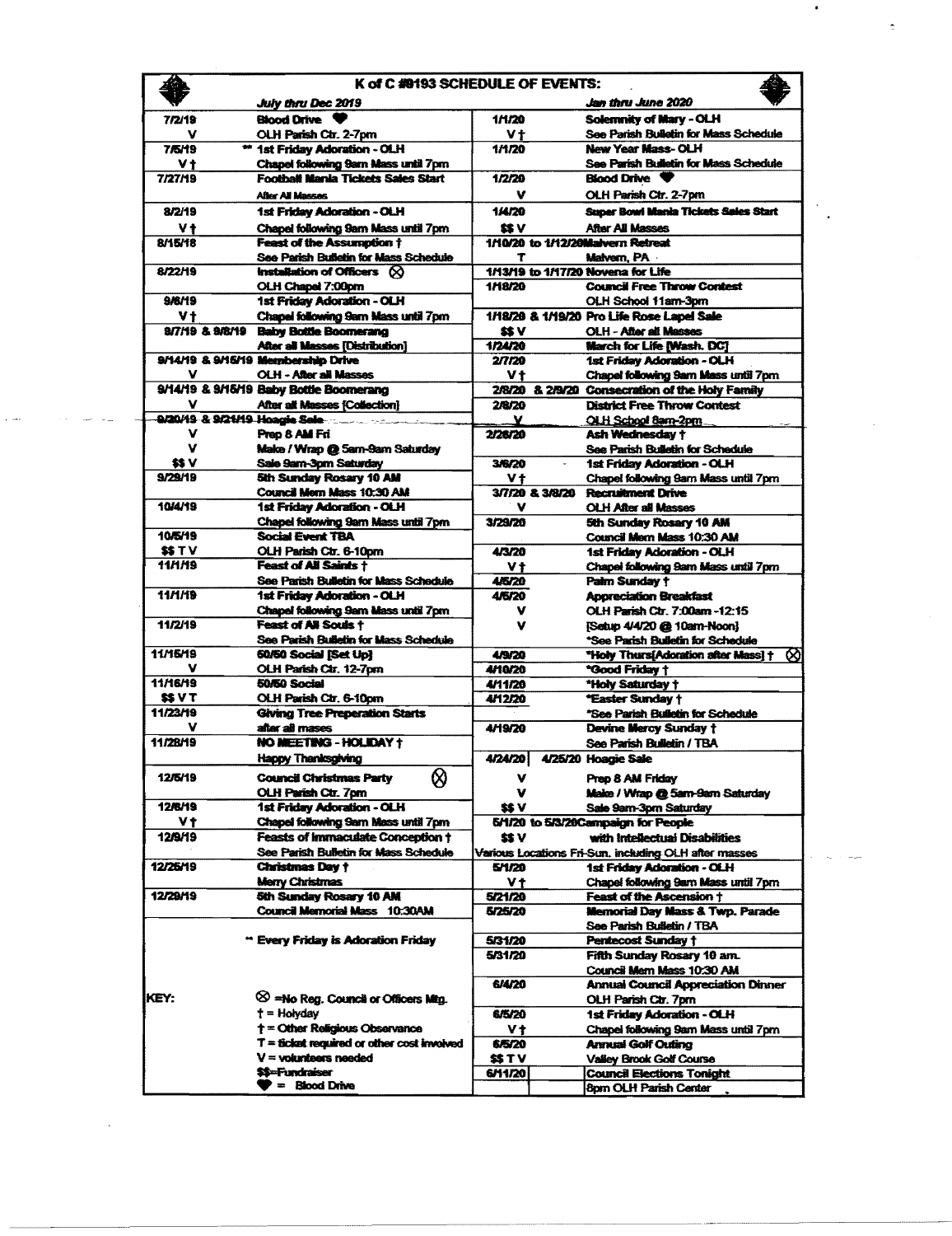# K of C #8193 SCHEDULE OF EVENTS:

| *July thru Dec 2019* | | *Jan thru June 2020* | |
|---|---|---|---|
| 7/2/19 | Blood Drive ♥ | 1/1/20 | Solemnity of Mary - OLH |
| V | OLH Parish Ctr. 2-7pm | V † | See Parish Bulletin for Mass Schedule |
| 7/5/19 | ** 1st Friday Adoration - OLH | 1/1/20 | New Year Mass- OLH |
| V † | Chapel following 9am Mass until 7pm | | See Parish Bulletin for Mass Schedule |
| 7/27/19 | Football Mania Tickets Sales Start | 1/2/20 | Blood Drive ♥ |
| | After All Masses | V | OLH Parish Ctr. 2-7pm |
| 8/2/19 | 1st Friday Adoration - OLH | 1/4/20 | Super Bowl Mania Tickets Sales Start |
| V † | Chapel following 9am Mass until 7pm | $$ V | After All Masses |
| 8/15/18 | Feast of the Assumption † | 1/10/20 to 1/12/20 | Malvern Retreat |
| | See Parish Bulletin for Mass Schedule | T | Malvern, PA |
| 8/22/19 | Installation of Officers ⊗ | 1/13/19 to 1/17/20 | Novena for Life |
| | OLH Chapel 7:00pm | 1/18/20 | Council Free Throw Contest |
| 9/6/19 | 1st Friday Adoration - OLH | | OLH School 11am-3pm |
| V † | Chapel following 9am Mass until 7pm | 1/18/20 & 1/19/20 | Pro Life Rose Lapel Sale |
| 9/7/19 & 9/8/19 | Baby Bottle Boomerang | $$ V | OLH - After all Masses |
| | After all Masses [Distribution] | 1/24/20 | March for Life [Wash. DC] |
| 9/14/19 & 9/15/19 | Membership Drive | 2/7/20 | 1st Friday Adoration - OLH |
| V | OLH - After all Masses | V † | Chapel following 9am Mass until 7pm |
| 9/14/19 & 9/15/19 | Baby Bottle Boomerang | 2/8/20 & 2/9/20 | Consecration of the Holy Family |
| V | After all Masses [Collection] | 2/8/20 | District Free Throw Contest |
| 9/20/19 & 9/21/19 | Hoagie Sale | V | OLH School 8am-2pm |
| V | Prep 8 AM Fri | 2/26/20 | Ash Wednesday † |
| V | Make / Wrap @ 5am-9am Saturday | | See Parish Bulletin for Schedule |
| $$ V | Sale 9am-3pm Saturday | 3/6/20 | 1st Friday Adoration - OLH |
| 9/29/19 | 5th Sunday Rosary 10 AM | V † | Chapel following 9am Mass until 7pm |
| | Council Mem Mass 10:30 AM | 3/7/20 & 3/8/20 | Recruitment Drive |
| 10/4/19 | 1st Friday Adoration - OLH | V | OLH After all Masses |
| | Chapel following 9am Mass until 7pm | 3/29/20 | 5th Sunday Rosary 10 AM |
| 10/5/19 | Social Event TBA | | Council Mem Mass 10:30 AM |
| $$ T V | OLH Parish Ctr. 6-10pm | 4/3/20 | 1st Friday Adoration - OLH |
| 11/1/19 | Feast of All Saints † | V † | Chapel following 9am Mass until 7pm |
| | See Parish Bulletin for Mass Schedule | 4/5/20 | Palm Sunday † |
| 11/1/19 | 1st Friday Adoration - OLH | 4/5/20 | Appreciation Breakfast |
| | Chapel following 9am Mass until 7pm | V | OLH Parish Ctr. 7:00am -12:15 |
| 11/2/19 | Feast of All Souls † | V | [Setup 4/4/20 @ 10am-Noon] |
| | See Parish Bulletin for Mass Schedule | | *See Parish Bulletin for Schedule |
| 11/15/19 | 50/50 Social [Set Up] | 4/9/20 | *Holy Thurs[Adoration after Mass] † ⊗ |
| V | OLH Parish Ctr. 12-7pm | 4/10/20 | *Good Friday † |
| 11/16/19 | 50/50 Social | 4/11/20 | *Holy Saturday † |
| $$ V T | OLH Parish Ctr. 6-10pm | 4/12/20 | *Easter Sunday † |
| 11/23/19 | Giving Tree Preperation Starts | | *See Parish Bulletin for Schedule |
| V | after all mases | 4/19/20 | Devine Mercy Sunday † |
| 11/28/19 | NO MEETING - HOLIDAY † | | See Parish Bulletin / TBA |
| | Happy Thanksgiving | 4/24/20 4/25/20 | Hoagie Sale |
| 12/5/19 | Council Christmas Party ⊗ | V | Prep 8 AM Friday |
| | OLH Parish Ctr. 7pm | V | Make / Wrap @ 5am-9am Saturday |
| 12/6/19 | 1st Friday Adoration - OLH | $$ V | Sale 9am-3pm Saturday |
| V † | Chapel following 9am Mass until 7pm | 5/1/20 to 5/3/20 | Campaign for People |
| 12/8/19 | Feasts of Immaculate Conception † | $$ V | with Intellectual Disabilities |
| | See Parish Bulletin for Mass Schedule | | Various Locations Fri-Sun. including OLH after masses |
| 12/25/19 | Christmas Day † | 5/1/20 | 1st Friday Adoration - OLH |
| | Merry Christmas | V † | Chapel following 9am Mass until 7pm |
| 12/29/19 | 5th Sunday Rosary 10 AM | 5/21/20 | Feast of the Ascension † |
| | Council Memorial Mass 10:30AM | 5/25/20 | Memorial Day Mass & Twp. Parade |
| | | | See Parish Bulletin / TBA |
| | ** Every Friday is Adoration Friday | 5/31/20 | Pentecost Sunday † |
| | | 5/31/20 | Fifth Sunday Rosary 10 am. |
| | | | Council Mem Mass 10:30 AM |
| | | 6/4/20 | Annual Council Appreciation Dinner |
| KEY: | ⊗ =No Reg. Council or Officers Mtg. | | OLH Parish Ctr. 7pm |
| | † = Holyday | 6/5/20 | 1st Friday Adoration - OLH |
| | † = Other Religious Observance | V † | Chapel following 9am Mass until 7pm |
| | T = ticket required or other cost involved | 6/5/20 | Annual Golf Outing |
| | V = volunteers needed | $$ T V | Valley Brook Golf Course |
| | $$=Fundraiser | 6/11/20 | Council Elections Tonight |
| | ♥ = Blood Drive | | 8pm OLH Parish Center |